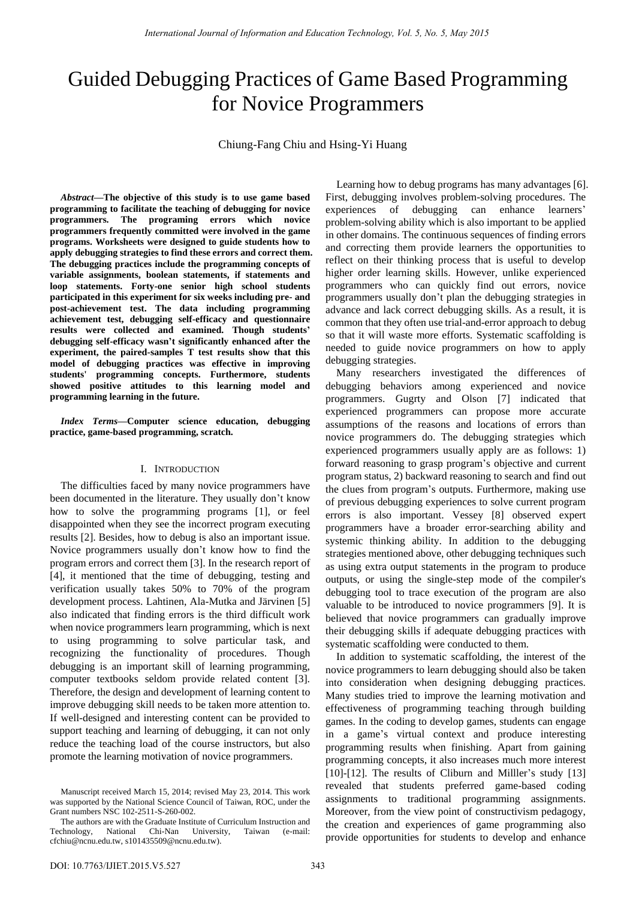# Guided Debugging Practices of Game Based Programming for Novice Programmers

Chiung-Fang Chiu and Hsing-Yi Huang

***Abstract*—The objective of this study is to use game based programming to facilitate the teaching of debugging for novice programmers. The programing errors which novice programmers frequently committed were involved in the game programs. Worksheets were designed to guide students how to apply debugging strategies to find these errors and correct them. The debugging practices include the programming concepts of variable assignments, boolean statements, if statements and loop statements. Forty-one senior high school students participated in this experiment for six weeks including pre- and post-achievement test. The data including programming achievement test, debugging self-efficacy and questionnaire results were collected and examined. Though students' debugging self-efficacy wasn't significantly enhanced after the experiment, the paired-samples T test results show that this model of debugging practices was effective in improving students' programming concepts. Furthermore, students showed positive attitudes to this learning model and programming learning in the future.**

***Index Terms*—Computer science education, debugging practice, game-based programming, scratch.**

## I. Introduction

The difficulties faced by many novice programmers have been documented in the literature. They usually don't know how to solve the programming programs [1], or feel disappointed when they see the incorrect program executing results [2]. Besides, how to debug is also an important issue. Novice programmers usually don't know how to find the program errors and correct them [3]. In the research report of [4], it mentioned that the time of debugging, testing and verification usually takes 50% to 70% of the program development process. Lahtinen, Ala-Mutka and Järvinen [5] also indicated that finding errors is the third difficult work when novice programmers learn programming, which is next to using programming to solve particular task, and recognizing the functionality of procedures. Though debugging is an important skill of learning programming, computer textbooks seldom provide related content [3]. Therefore, the design and development of learning content to improve debugging skill needs to be taken more attention to. If well-designed and interesting content can be provided to support teaching and learning of debugging, it can not only reduce the teaching load of the course instructors, but also promote the learning motivation of novice programmers.

Manuscript received March 15, 2014; revised May 23, 2014. This work was supported by the National Science Council of Taiwan, ROC, under the Grant numbers NSC 102-2511-S-260-002.

The authors are with the Graduate Institute of Curriculum Instruction and Technology, National Chi-Nan University, Taiwan (e-mail: cfchiu@ncnu.edu.tw, s101435509@ncnu.edu.tw).

Learning how to debug programs has many advantages [6]. First, debugging involves problem-solving procedures. The experiences of debugging can enhance learners' problem-solving ability which is also important to be applied in other domains. The continuous sequences of finding errors and correcting them provide learners the opportunities to reflect on their thinking process that is useful to develop higher order learning skills. However, unlike experienced programmers who can quickly find out errors, novice programmers usually don't plan the debugging strategies in advance and lack correct debugging skills. As a result, it is common that they often use trial-and-error approach to debug so that it will waste more efforts. Systematic scaffolding is needed to guide novice programmers on how to apply debugging strategies.

Many researchers investigated the differences of debugging behaviors among experienced and novice programmers. Gugrty and Olson [7] indicated that experienced programmers can propose more accurate assumptions of the reasons and locations of errors than novice programmers do. The debugging strategies which experienced programmers usually apply are as follows: 1) forward reasoning to grasp program's objective and current program status, 2) backward reasoning to search and find out the clues from program's outputs. Furthermore, making use of previous debugging experiences to solve current program errors is also important. Vessey [8] observed expert programmers have a broader error-searching ability and systemic thinking ability. In addition to the debugging strategies mentioned above, other debugging techniques such as using extra output statements in the program to produce outputs, or using the single-step mode of the compiler's debugging tool to trace execution of the program are also valuable to be introduced to novice programmers [9]. It is believed that novice programmers can gradually improve their debugging skills if adequate debugging practices with systematic scaffolding were conducted to them.

In addition to systematic scaffolding, the interest of the novice programmers to learn debugging should also be taken into consideration when designing debugging practices. Many studies tried to improve the learning motivation and effectiveness of programming teaching through building games. In the coding to develop games, students can engage in a game's virtual context and produce interesting programming results when finishing. Apart from gaining programming concepts, it also increases much more interest [10]-[12]. The results of Cliburn and Milller's study [13] revealed that students preferred game-based coding assignments to traditional programming assignments. Moreover, from the view point of constructivism pedagogy, the creation and experiences of game programming also provide opportunities for students to develop and enhance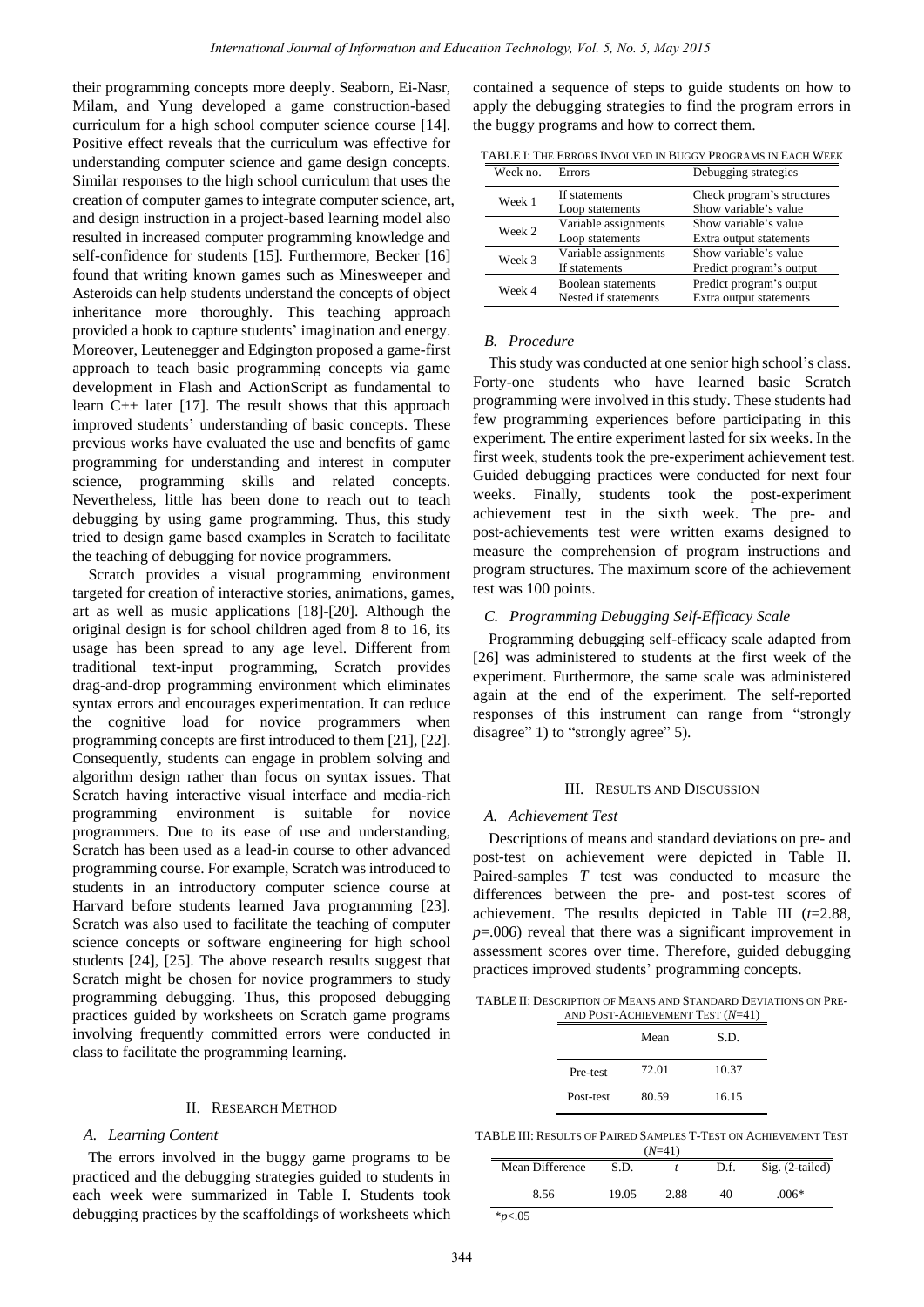their programming concepts more deeply. Seaborn, Ei-Nasr, Milam, and Yung developed a game construction-based curriculum for a high school computer science course [14]. Positive effect reveals that the curriculum was effective for understanding computer science and game design concepts. Similar responses to the high school curriculum that uses the creation of computer games to integrate computer science, art, and design instruction in a project-based learning model also resulted in increased computer programming knowledge and self-confidence for students [15]. Furthermore, Becker [16] found that writing known games such as Minesweeper and Asteroids can help students understand the concepts of object inheritance more thoroughly. This teaching approach provided a hook to capture students' imagination and energy. Moreover, Leutenegger and Edgington proposed a game-first approach to teach basic programming concepts via game development in Flash and ActionScript as fundamental to learn C++ later [17]. The result shows that this approach improved students' understanding of basic concepts. These previous works have evaluated the use and benefits of game programming for understanding and interest in computer science, programming skills and related concepts. Nevertheless, little has been done to reach out to teach debugging by using game programming. Thus, this study tried to design game based examples in Scratch to facilitate the teaching of debugging for novice programmers.

Scratch provides a visual programming environment targeted for creation of interactive stories, animations, games, art as well as music applications [18]-[20]. Although the original design is for school children aged from 8 to 16, its usage has been spread to any age level. Different from traditional text-input programming, Scratch provides drag-and-drop programming environment which eliminates syntax errors and encourages experimentation. It can reduce the cognitive load for novice programmers when programming concepts are first introduced to them [21], [22]. Consequently, students can engage in problem solving and algorithm design rather than focus on syntax issues. That Scratch having interactive visual interface and media-rich programming environment is suitable for novice programmers. Due to its ease of use and understanding, Scratch has been used as a lead-in course to other advanced programming course. For example, Scratch was introduced to students in an introductory computer science course at Harvard before students learned Java programming [23]. Scratch was also used to facilitate the teaching of computer science concepts or software engineering for high school students [24], [25]. The above research results suggest that Scratch might be chosen for novice programmers to study programming debugging. Thus, this proposed debugging practices guided by worksheets on Scratch game programs involving frequently committed errors were conducted in class to facilitate the programming learning.

## II. Research Method

### A. Learning Content

The errors involved in the buggy game programs to be practiced and the debugging strategies guided to students in each week were summarized in Table I. Students took debugging practices by the scaffoldings of worksheets which contained a sequence of steps to guide students on how to apply the debugging strategies to find the program errors in the buggy programs and how to correct them.

TABLE I: The Errors Involved in Buggy Programs in Each Week

| Week no. | Errors | Debugging strategies |
|---|---|---|
| Week 1 | If statements<br>Loop statements | Check program's structures<br>Show variable's value |
| Week 2 | Variable assignments<br>Loop statements | Show variable's value<br>Extra output statements |
| Week 3 | Variable assignments<br>If statements | Show variable's value<br>Predict program's output |
| Week 4 | Boolean statements<br>Nested if statements | Predict program's output<br>Extra output statements |

### B. Procedure

This study was conducted at one senior high school's class. Forty-one students who have learned basic Scratch programming were involved in this study. These students had few programming experiences before participating in this experiment. The entire experiment lasted for six weeks. In the first week, students took the pre-experiment achievement test. Guided debugging practices were conducted for next four weeks. Finally, students took the post-experiment achievement test in the sixth week. The pre- and post-achievements test were written exams designed to measure the comprehension of program instructions and program structures. The maximum score of the achievement test was 100 points.

### C. Programming Debugging Self-Efficacy Scale

Programming debugging self-efficacy scale adapted from [26] was administered to students at the first week of the experiment. Furthermore, the same scale was administered again at the end of the experiment. The self-reported responses of this instrument can range from "strongly disagree" 1) to "strongly agree" 5).

## III. Results and Discussion

### A. Achievement Test

Descriptions of means and standard deviations on pre- and post-test on achievement were depicted in Table II. Paired-samples *T* test was conducted to measure the differences between the pre- and post-test scores of achievement. The results depicted in Table III ($t$=2.88, $p$=.006) reveal that there was a significant improvement in assessment scores over time. Therefore, guided debugging practices improved students' programming concepts.

TABLE II: Description of Means and Standard Deviations on Pre- and Post-Achievement Test ($N$=41)

| | Mean | S.D. |
|---|---|---|
| Pre-test | 72.01 | 10.37 |
| Post-test | 80.59 | 16.15 |

TABLE III: Results of Paired Samples T-Test on Achievement Test ($N$=41)

| Mean Difference | S.D. | $t$ | D.f. | Sig. (2-tailed) |
|---|---|---|---|---|
| 8.56 | 19.05 | 2.88 | 40 | .006* |

*$p$<.05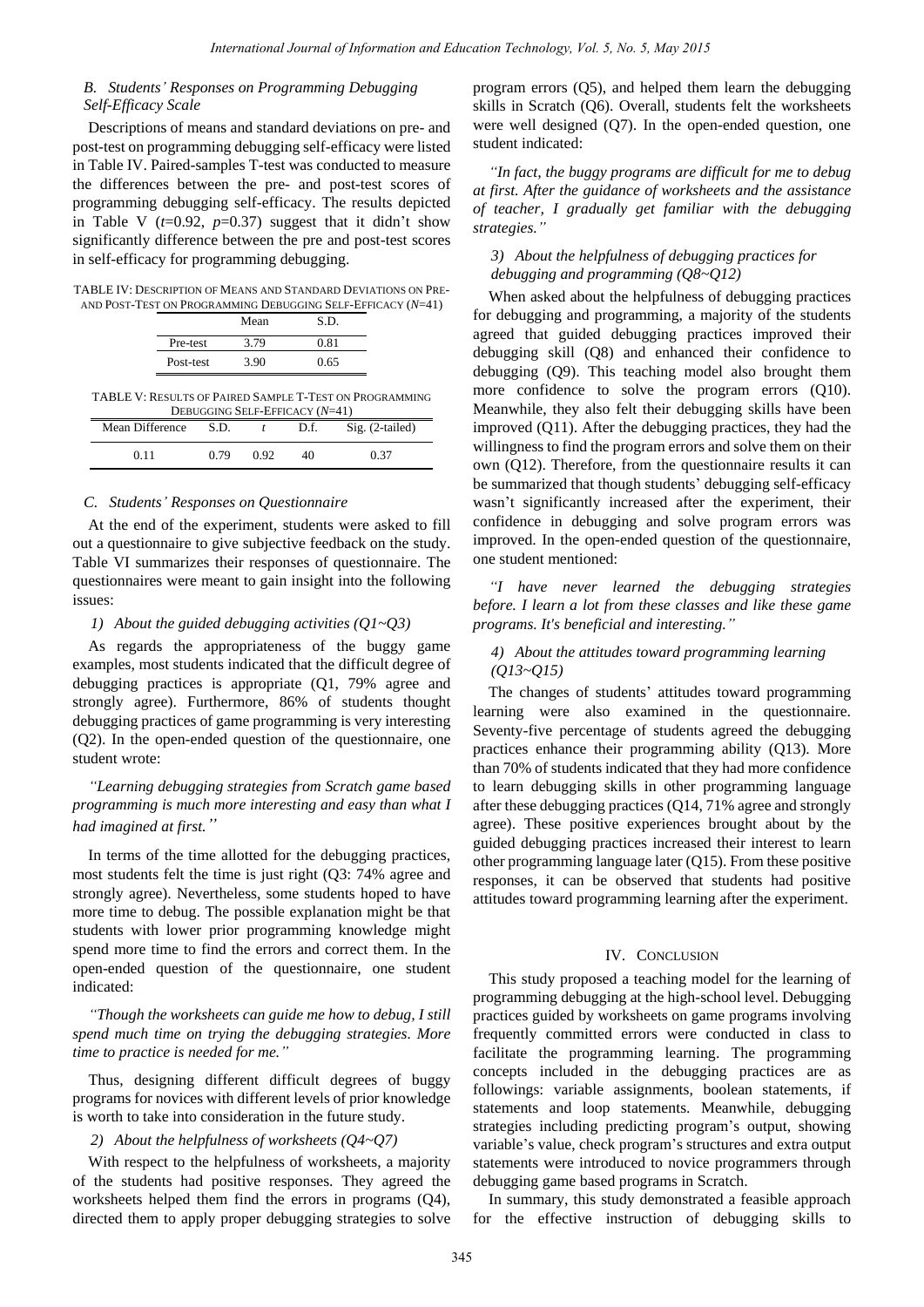### B. Students' Responses on Programming Debugging Self-Efficacy Scale

Descriptions of means and standard deviations on pre- and post-test on programming debugging self-efficacy were listed in Table IV. Paired-samples T-test was conducted to measure the differences between the pre- and post-test scores of programming debugging self-efficacy. The results depicted in Table V ($t$=0.92, $p$=0.37) suggest that it didn't show significantly difference between the pre and post-test scores in self-efficacy for programming debugging.

TABLE IV: DESCRIPTION OF MEANS AND STANDARD DEVIATIONS ON PRE- AND POST-TEST ON PROGRAMMING DEBUGGING SELF-EFFICACY ($N$=41)

| | Mean | S.D. |
|---|---|---|
| Pre-test | 3.79 | 0.81 |
| Post-test | 3.90 | 0.65 |

TABLE V: RESULTS OF PAIRED SAMPLE T-TEST ON PROGRAMMING DEBUGGING SELF-EFFICACY ($N$=41)

| Mean Difference | S.D. | $t$ | D.f. | Sig. (2-tailed) |
|---|---|---|---|---|
| 0.11 | 0.79 | 0.92 | 40 | 0.37 |

### C. Students' Responses on Questionnaire

At the end of the experiment, students were asked to fill out a questionnaire to give subjective feedback on the study. Table VI summarizes their responses of questionnaire. The questionnaires were meant to gain insight into the following issues:

#### 1) About the guided debugging activities (Q1~Q3)

As regards the appropriateness of the buggy game examples, most students indicated that the difficult degree of debugging practices is appropriate (Q1, 79% agree and strongly agree). Furthermore, 86% of students thought debugging practices of game programming is very interesting (Q2). In the open-ended question of the questionnaire, one student wrote:

*"Learning debugging strategies from Scratch game based programming is much more interesting and easy than what I had imagined at first."*

In terms of the time allotted for the debugging practices, most students felt the time is just right (Q3: 74% agree and strongly agree). Nevertheless, some students hoped to have more time to debug. The possible explanation might be that students with lower prior programming knowledge might spend more time to find the errors and correct them. In the open-ended question of the questionnaire, one student indicated:

*"Though the worksheets can guide me how to debug, I still spend much time on trying the debugging strategies. More time to practice is needed for me."*

Thus, designing different difficult degrees of buggy programs for novices with different levels of prior knowledge is worth to take into consideration in the future study.

#### 2) About the helpfulness of worksheets (Q4~Q7)

With respect to the helpfulness of worksheets, a majority of the students had positive responses. They agreed the worksheets helped them find the errors in programs (Q4), directed them to apply proper debugging strategies to solve program errors (Q5), and helped them learn the debugging skills in Scratch (Q6). Overall, students felt the worksheets were well designed (Q7). In the open-ended question, one student indicated:

*"In fact, the buggy programs are difficult for me to debug at first. After the guidance of worksheets and the assistance of teacher, I gradually get familiar with the debugging strategies."*

#### 3) About the helpfulness of debugging practices for debugging and programming (Q8~Q12)

When asked about the helpfulness of debugging practices for debugging and programming, a majority of the students agreed that guided debugging practices improved their debugging skill (Q8) and enhanced their confidence to debugging (Q9). This teaching model also brought them more confidence to solve the program errors (Q10). Meanwhile, they also felt their debugging skills have been improved (Q11). After the debugging practices, they had the willingness to find the program errors and solve them on their own (Q12). Therefore, from the questionnaire results it can be summarized that though students' debugging self-efficacy wasn't significantly increased after the experiment, their confidence in debugging and solve program errors was improved. In the open-ended question of the questionnaire, one student mentioned:

*"I have never learned the debugging strategies before. I learn a lot from these classes and like these game programs. It's beneficial and interesting."*

#### 4) About the attitudes toward programming learning (Q13~Q15)

The changes of students' attitudes toward programming learning were also examined in the questionnaire. Seventy-five percentage of students agreed the debugging practices enhance their programming ability (Q13). More than 70% of students indicated that they had more confidence to learn debugging skills in other programming language after these debugging practices (Q14, 71% agree and strongly agree). These positive experiences brought about by the guided debugging practices increased their interest to learn other programming language later (Q15). From these positive responses, it can be observed that students had positive attitudes toward programming learning after the experiment.

## IV. CONCLUSION

This study proposed a teaching model for the learning of programming debugging at the high-school level. Debugging practices guided by worksheets on game programs involving frequently committed errors were conducted in class to facilitate the programming learning. The programming concepts included in the debugging practices are as followings: variable assignments, boolean statements, if statements and loop statements. Meanwhile, debugging strategies including predicting program's output, showing variable's value, check program's structures and extra output statements were introduced to novice programmers through debugging game based programs in Scratch.

In summary, this study demonstrated a feasible approach for the effective instruction of debugging skills to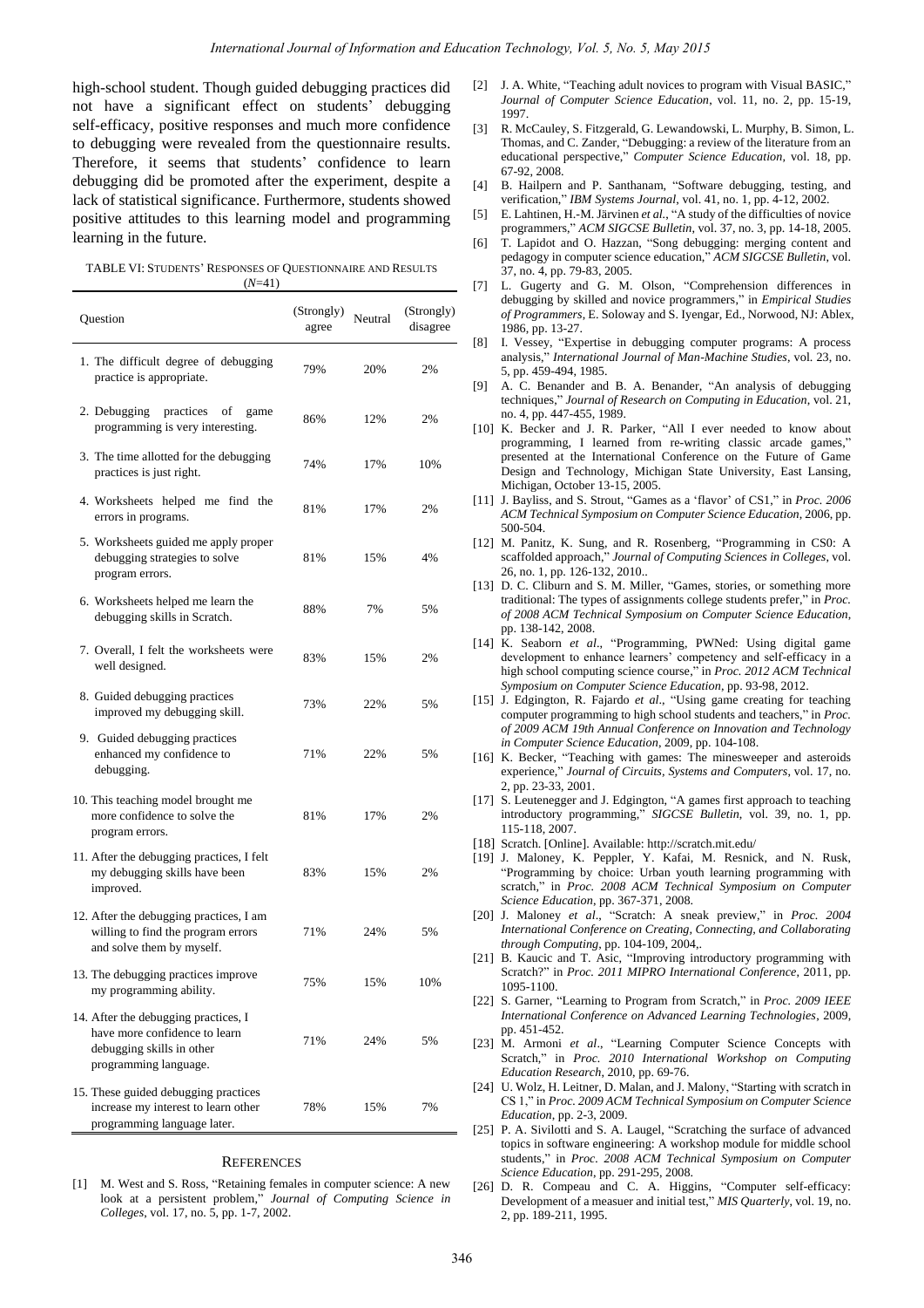high-school student. Though guided debugging practices did not have a significant effect on students' debugging self-efficacy, positive responses and much more confidence to debugging were revealed from the questionnaire results. Therefore, it seems that students' confidence to learn debugging did be promoted after the experiment, despite a lack of statistical significance. Furthermore, students showed positive attitudes to this learning model and programming learning in the future.

TABLE VI: STUDENTS' RESPONSES OF QUESTIONNAIRE AND RESULTS (*N*=41)

| Question | (Strongly) agree | Neutral | (Strongly) disagree |
|---|---|---|---|
| 1. The difficult degree of debugging practice is appropriate. | 79% | 20% | 2% |
| 2. Debugging practices of game programming is very interesting. | 86% | 12% | 2% |
| 3. The time allotted for the debugging practices is just right. | 74% | 17% | 10% |
| 4. Worksheets helped me find the errors in programs. | 81% | 17% | 2% |
| 5. Worksheets guided me apply proper debugging strategies to solve program errors. | 81% | 15% | 4% |
| 6. Worksheets helped me learn the debugging skills in Scratch. | 88% | 7% | 5% |
| 7. Overall, I felt the worksheets were well designed. | 83% | 15% | 2% |
| 8. Guided debugging practices improved my debugging skill. | 73% | 22% | 5% |
| 9. Guided debugging practices enhanced my confidence to debugging. | 71% | 22% | 5% |
| 10. This teaching model brought me more confidence to solve the program errors. | 81% | 17% | 2% |
| 11. After the debugging practices, I felt my debugging skills have been improved. | 83% | 15% | 2% |
| 12. After the debugging practices, I am willing to find the program errors and solve them by myself. | 71% | 24% | 5% |
| 13. The debugging practices improve my programming ability. | 75% | 15% | 10% |
| 14. After the debugging practices, I have more confidence to learn debugging skills in other programming language. | 71% | 24% | 5% |
| 15. These guided debugging practices increase my interest to learn other programming language later. | 78% | 15% | 7% |

## REFERENCES

[1] M. West and S. Ross, "Retaining females in computer science: A new look at a persistent problem," *Journal of Computing Science in Colleges*, vol. 17, no. 5, pp. 1-7, 2002.

[2] J. A. White, "Teaching adult novices to program with Visual BASIC," *Journal of Computer Science Education*, vol. 11, no. 2, pp. 15-19, 1997.

[3] R. McCauley, S. Fitzgerald, G. Lewandowski, L. Murphy, B. Simon, L. Thomas, and C. Zander, "Debugging: a review of the literature from an educational perspective," *Computer Science Education*, vol. 18, pp. 67-92, 2008.

[4] B. Hailpern and P. Santhanam, "Software debugging, testing, and verification," *IBM Systems Journal*, vol. 41, no. 1, pp. 4-12, 2002.

[5] E. Lahtinen, H.-M. Järvinen *et al.*, "A study of the difficulties of novice programmers," *ACM SIGCSE Bulletin*, vol. 37, no. 3, pp. 14-18, 2005.

[6] T. Lapidot and O. Hazzan, "Song debugging: merging content and pedagogy in computer science education," *ACM SIGCSE Bulletin*, vol. 37, no. 4, pp. 79-83, 2005.

[7] L. Gugerty and G. M. Olson, "Comprehension differences in debugging by skilled and novice programmers," in *Empirical Studies of Programmers*, E. Soloway and S. Iyengar, Ed., Norwood, NJ: Ablex, 1986, pp. 13-27.

[8] I. Vessey, "Expertise in debugging computer programs: A process analysis," *International Journal of Man-Machine Studies*, vol. 23, no. 5, pp. 459-494, 1985.

[9] A. C. Benander and B. A. Benander, "An analysis of debugging techniques," *Journal of Research on Computing in Education*, vol. 21, no. 4, pp. 447-455, 1989.

[10] K. Becker and J. R. Parker, "All I ever needed to know about programming, I learned from re-writing classic arcade games," presented at the International Conference on the Future of Game Design and Technology, Michigan State University, East Lansing, Michigan, October 13-15, 2005.

[11] J. Bayliss, and S. Strout, "Games as a 'flavor' of CS1," in *Proc. 2006 ACM Technical Symposium on Computer Science Education*, 2006, pp. 500-504.

[12] M. Panitz, K. Sung, and R. Rosenberg, "Programming in CS0: A scaffolded approach," *Journal of Computing Sciences in Colleges*, vol. 26, no. 1, pp. 126-132, 2010..

[13] D. C. Cliburn and S. M. Miller, "Games, stories, or something more traditional: The types of assignments college students prefer," in *Proc. of 2008 ACM Technical Symposium on Computer Science Education*, pp. 138-142, 2008.

[14] K. Seaborn *et al*., "Programming, PWNed: Using digital game development to enhance learners' competency and self-efficacy in a high school computing science course," in *Proc. 2012 ACM Technical Symposium on Computer Science Education*, pp. 93-98, 2012.

[15] J. Edgington, R. Fajardo *et al*., "Using game creating for teaching computer programming to high school students and teachers," in *Proc. of 2009 ACM 19th Annual Conference on Innovation and Technology in Computer Science Education*, 2009, pp. 104-108.

[16] K. Becker, "Teaching with games: The minesweeper and asteroids experience," *Journal of Circuits, Systems and Computers*, vol. 17, no. 2, pp. 23-33, 2001.

[17] S. Leutenegger and J. Edgington, "A games first approach to teaching introductory programming," *SIGCSE Bulletin*, vol. 39, no. 1, pp. 115-118, 2007.

[18] Scratch. [Online]. Available: http://scratch.mit.edu/

[19] J. Maloney, K. Peppler, Y. Kafai, M. Resnick, and N. Rusk, "Programming by choice: Urban youth learning programming with scratch," in *Proc. 2008 ACM Technical Symposium on Computer Science Education*, pp. 367-371, 2008.

[20] J. Maloney *et al*., "Scratch: A sneak preview," in *Proc. 2004 International Conference on Creating, Connecting, and Collaborating through Computing*, pp. 104-109, 2004,.

[21] B. Kaucic and T. Asic, "Improving introductory programming with Scratch?" in *Proc. 2011 MIPRO International Conference*, 2011, pp. 1095-1100.

[22] S. Garner, "Learning to Program from Scratch," in *Proc. 2009 IEEE International Conference on Advanced Learning Technologies*, 2009, pp. 451-452.

[23] M. Armoni *et al*., "Learning Computer Science Concepts with Scratch," in *Proc. 2010 International Workshop on Computing Education Research*, 2010, pp. 69-76.

[24] U. Wolz, H. Leitner, D. Malan, and J. Malony, "Starting with scratch in CS 1," in *Proc. 2009 ACM Technical Symposium on Computer Science Education*, pp. 2-3, 2009.

[25] P. A. Sivilotti and S. A. Laugel, "Scratching the surface of advanced topics in software engineering: A workshop module for middle school students," in *Proc. 2008 ACM Technical Symposium on Computer Science Education*, pp. 291-295, 2008.

[26] D. R. Compeau and C. A. Higgins, "Computer self-efficacy: Development of a measuer and initial test," *MIS Quarterly*, vol. 19, no. 2, pp. 189-211, 1995.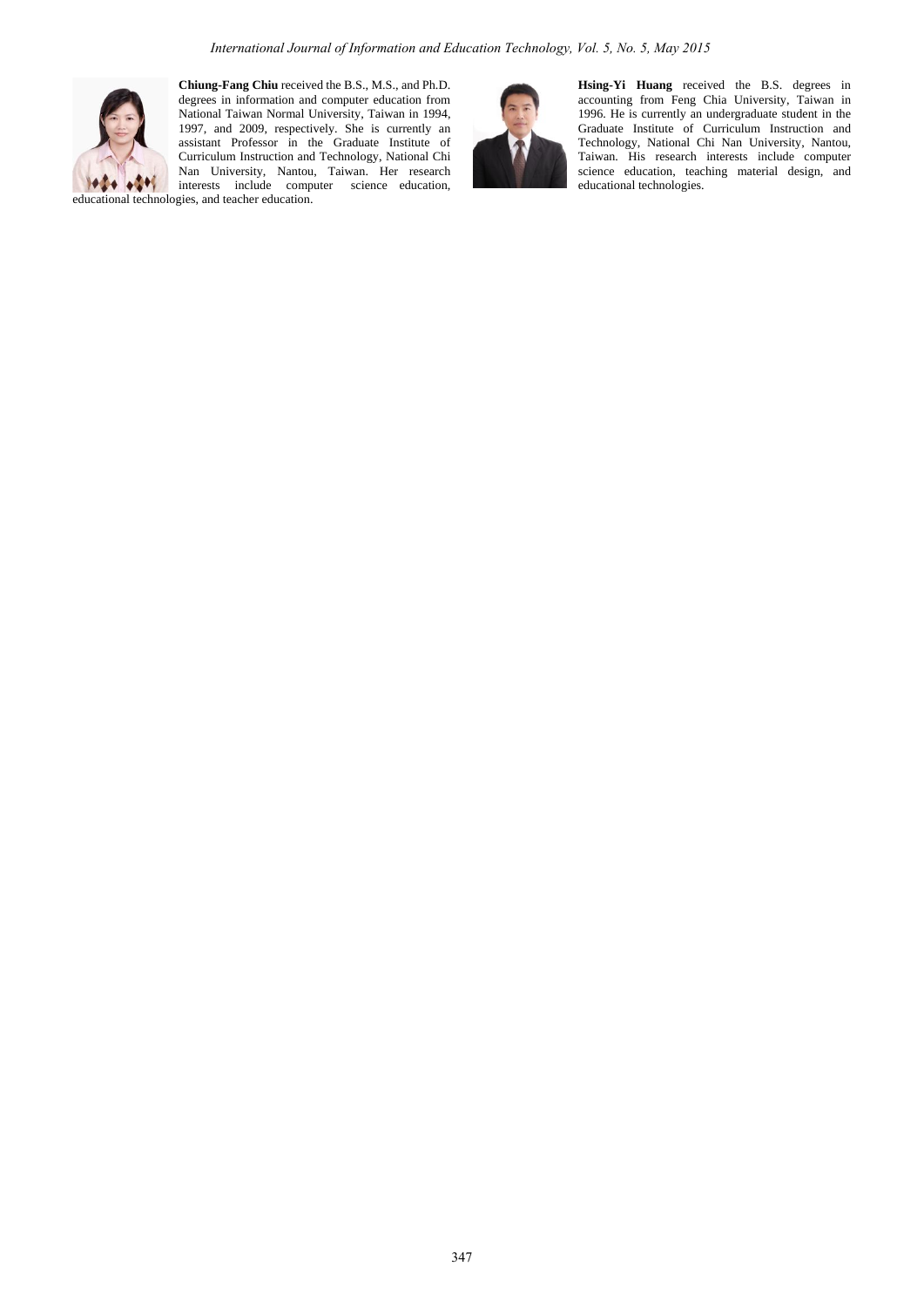**Chiung-Fang Chiu** received the B.S., M.S., and Ph.D. degrees in information and computer education from National Taiwan Normal University, Taiwan in 1994, 1997, and 2009, respectively. She is currently an assistant Professor in the Graduate Institute of Curriculum Instruction and Technology, National Chi Nan University, Nantou, Taiwan. Her research interests include computer science education, educational technologies, and teacher education.

**Hsing-Yi Huang** received the B.S. degrees in accounting from Feng Chia University, Taiwan in 1996. He is currently an undergraduate student in the Graduate Institute of Curriculum Instruction and Technology, National Chi Nan University, Nantou, Taiwan. His research interests include computer science education, teaching material design, and educational technologies.